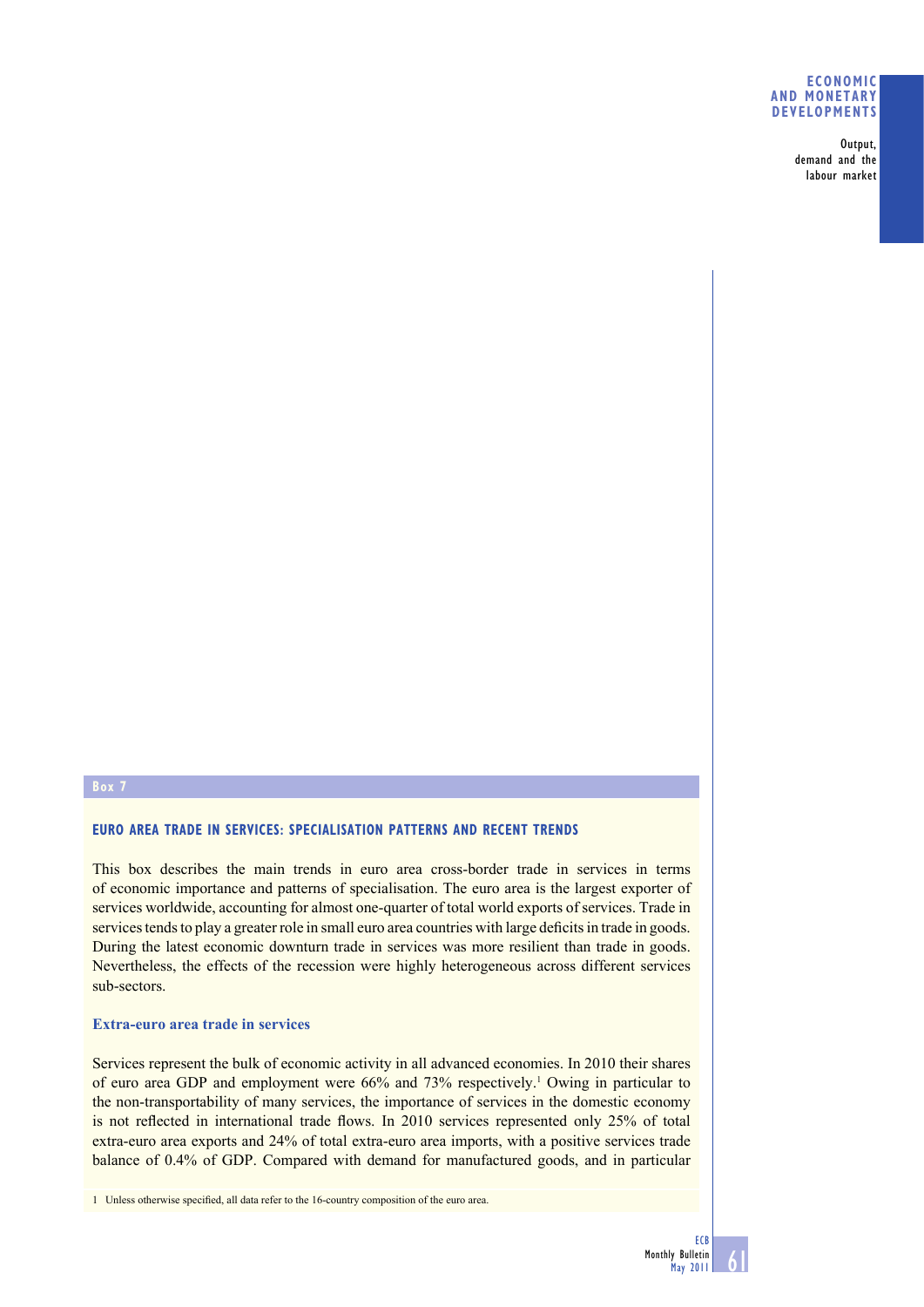**Box 7**

## EURO AREA TRADE IN SERVICES: SPECIALISATION PATTERNS AND RECENT TRENDS

This box describes the main trends in euro area cross-border trade in services in terms of economic importance and patterns of specialisation. The euro area is the largest exporter of services worldwide, accounting for almost one-quarter of total world exports of services. Trade in services tends to play a greater role in small euro area countries with large deficits in trade in goods. During the latest economic downturn trade in services was more resilient than trade in goods. Nevertheless, the effects of the recession were highly heterogeneous across different services sub-sectors.

### Extra-euro area trade in services

Services represent the bulk of economic activity in all advanced economies. In 2010 their shares of euro area GDP and employment were 66% and 73% respectively.[1] Owing in particular to the non-transportability of many services, the importance of services in the domestic economy is not reflected in international trade flows. In 2010 services represented only 25% of total extra-euro area exports and 24% of total extra-euro area imports, with a positive services trade balance of 0.4% of GDP. Compared with demand for manufactured goods, and in particular

1 Unless otherwise specified, all data refer to the 16-country composition of the euro area.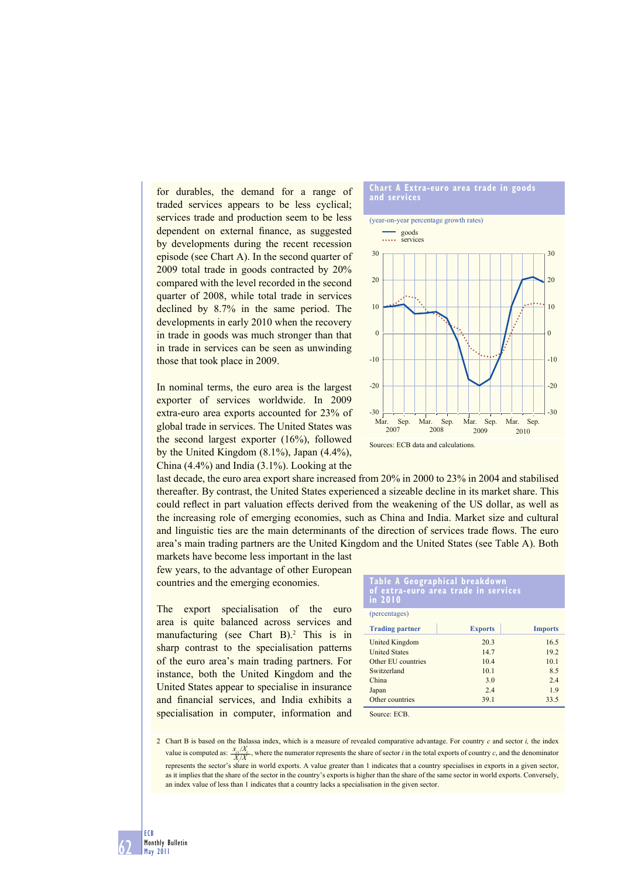for durables, the demand for a range of traded services appears to be less cyclical; services trade and production seem to be less dependent on external finance, as suggested by developments during the recent recession episode (see Chart A). In the second quarter of 2009 total trade in goods contracted by 20% compared with the level recorded in the second quarter of 2008, while total trade in services declined by 8.7% in the same period. The developments in early 2010 when the recovery in trade in goods was much stronger than that in trade in services can be seen as unwinding those that took place in 2009.

**Chart A Extra-euro area trade in goods and services**

(year-on-year percentage growth rates)

Sources: ECB data and calculations.

In nominal terms, the euro area is the largest exporter of services worldwide. In 2009 extra-euro area exports accounted for 23% of global trade in services. The United States was the second largest exporter (16%), followed by the United Kingdom (8.1%), Japan (4.4%), China (4.4%) and India (3.1%). Looking at the last decade, the euro area export share increased from 20% in 2000 to 23% in 2004 and stabilised thereafter. By contrast, the United States experienced a sizeable decline in its market share. This could reflect in part valuation effects derived from the weakening of the US dollar, as well as the increasing role of emerging economies, such as China and India. Market size and cultural and linguistic ties are the main determinants of the direction of services trade flows. The euro area's main trading partners are the United Kingdom and the United States (see Table A). Both markets have become less important in the last few years, to the advantage of other European countries and the emerging economies.

**Table A Geographical breakdown of extra-euro area trade in services in 2010**

(percentages)

| Trading partner | Exports | Imports |
|---|---|---|
| United Kingdom | 20.3 | 16.5 |
| United States | 14.7 | 19.2 |
| Other EU countries | 10.4 | 10.1 |
| Switzerland | 10.1 | 8.5 |
| China | 3.0 | 2.4 |
| Japan | 2.4 | 1.9 |
| Other countries | 39.1 | 33.5 |

Source: ECB.

The export specialisation of the euro area is quite balanced across services and manufacturing (see Chart B).[2] This is in sharp contrast to the specialisation patterns of the euro area's main trading partners. For instance, both the United Kingdom and the United States appear to specialise in insurance and financial services, and India exhibits a specialisation in computer, information and

2 Chart B is based on the Balassa index, which is a measure of revealed comparative advantage. For country $c$ and sector $i$, the index value is computed as: $\frac{x_{ci}/X_c}{X_i/X}$, where the numerator represents the share of sector $i$ in the total exports of country $c$, and the denominator represents the sector's share in world exports. A value greater than 1 indicates that a country specialises in exports in a given sector, as it implies that the share of the sector in the country's exports is higher than the share of the same sector in world exports. Conversely, an index value of less than 1 indicates that a country lacks a specialisation in the given sector.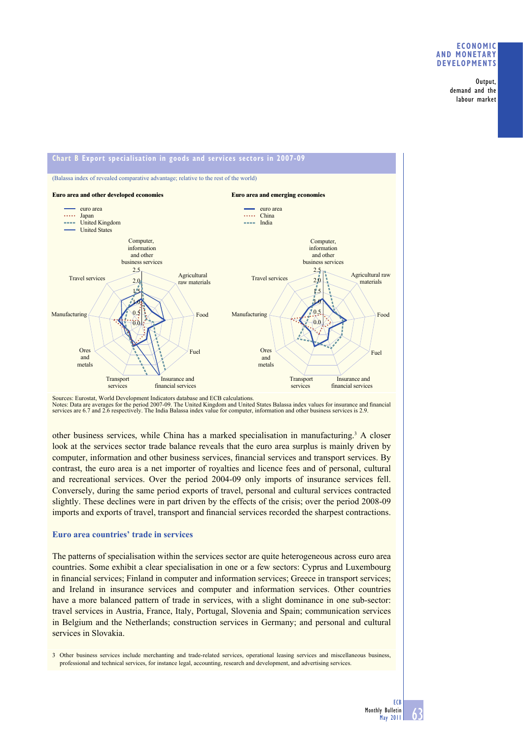**Chart B Export specialisation in goods and services sectors in 2007-09**

(Balassa index of revealed comparative advantage; relative to the rest of the world)

**Euro area and other developed economies**

- euro area
- Japan
- United Kingdom
- United States

**Euro area and emerging economies**

- euro area
- China
- India

Sources: Eurostat, World Development Indicators database and ECB calculations.
Notes: Data are averages for the period 2007-09. The United Kingdom and United States Balassa index values for insurance and financial services are 6.7 and 2.6 respectively. The India Balassa index value for computer, information and other business services is 2.9.

other business services, while China has a marked specialisation in manufacturing.[3] A closer look at the services sector trade balance reveals that the euro area surplus is mainly driven by computer, information and other business services, financial services and transport services. By contrast, the euro area is a net importer of royalties and licence fees and of personal, cultural and recreational services. Over the period 2004-09 only imports of insurance services fell. Conversely, during the same period exports of travel, personal and cultural services contracted slightly. These declines were in part driven by the effects of the crisis; over the period 2008-09 imports and exports of travel, transport and financial services recorded the sharpest contractions.

### Euro area countries' trade in services

The patterns of specialisation within the services sector are quite heterogeneous across euro area countries. Some exhibit a clear specialisation in one or a few sectors: Cyprus and Luxembourg in financial services; Finland in computer and information services; Greece in transport services; and Ireland in insurance services and computer and information services. Other countries have a more balanced pattern of trade in services, with a slight dominance in one sub-sector: travel services in Austria, France, Italy, Portugal, Slovenia and Spain; communication services in Belgium and the Netherlands; construction services in Germany; and personal and cultural services in Slovakia.

3 Other business services include merchanting and trade-related services, operational leasing services and miscellaneous business, professional and technical services, for instance legal, accounting, research and development, and advertising services.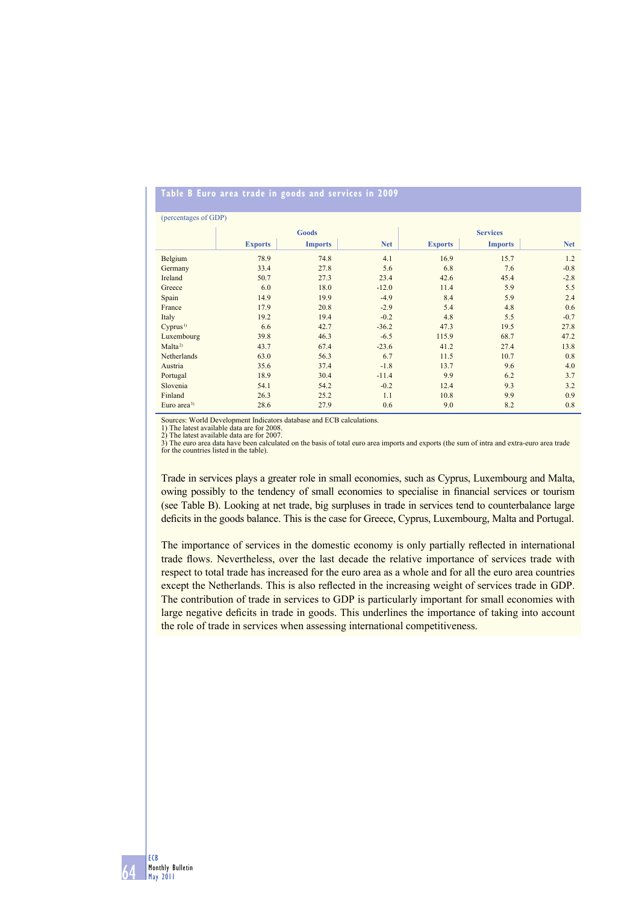**Table B Euro area trade in goods and services in 2009**

(percentages of GDP)

| | Goods | | | Services | | |
|---|---|---|---|---|---|---|
| | Exports | Imports | Net | Exports | Imports | Net |
| Belgium | 78.9 | 74.8 | 4.1 | 16.9 | 15.7 | 1.2 |
| Germany | 33.4 | 27.8 | 5.6 | 6.8 | 7.6 | -0.8 |
| Ireland | 50.7 | 27.3 | 23.4 | 42.6 | 45.4 | -2.8 |
| Greece | 6.0 | 18.0 | -12.0 | 11.4 | 5.9 | 5.5 |
| Spain | 14.9 | 19.9 | -4.9 | 8.4 | 5.9 | 2.4 |
| France | 17.9 | 20.8 | -2.9 | 5.4 | 4.8 | 0.6 |
| Italy | 19.2 | 19.4 | -0.2 | 4.8 | 5.5 | -0.7 |
| Cyprus[1] | 6.6 | 42.7 | -36.2 | 47.3 | 19.5 | 27.8 |
| Luxembourg | 39.8 | 46.3 | -6.5 | 115.9 | 68.7 | 47.2 |
| Malta[2] | 43.7 | 67.4 | -23.6 | 41.2 | 27.4 | 13.8 |
| Netherlands | 63.0 | 56.3 | 6.7 | 11.5 | 10.7 | 0.8 |
| Austria | 35.6 | 37.4 | -1.8 | 13.7 | 9.6 | 4.0 |
| Portugal | 18.9 | 30.4 | -11.4 | 9.9 | 6.2 | 3.7 |
| Slovenia | 54.1 | 54.2 | -0.2 | 12.4 | 9.3 | 3.2 |
| Finland | 26.3 | 25.2 | 1.1 | 10.8 | 9.9 | 0.9 |
| Euro area[3] | 28.6 | 27.9 | 0.6 | 9.0 | 8.2 | 0.8 |

Sources: World Development Indicators database and ECB calculations.
1) The latest available data are for 2008.
2) The latest available data are for 2007.
3) The euro area data have been calculated on the basis of total euro area imports and exports (the sum of intra and extra-euro area trade for the countries listed in the table).

Trade in services plays a greater role in small economies, such as Cyprus, Luxembourg and Malta, owing possibly to the tendency of small economies to specialise in financial services or tourism (see Table B). Looking at net trade, big surpluses in trade in services tend to counterbalance large deficits in the goods balance. This is the case for Greece, Cyprus, Luxembourg, Malta and Portugal.

The importance of services in the domestic economy is only partially reflected in international trade flows. Nevertheless, over the last decade the relative importance of services trade with respect to total trade has increased for the euro area as a whole and for all the euro area countries except the Netherlands. This is also reflected in the increasing weight of services trade in GDP. The contribution of trade in services to GDP is particularly important for small economies with large negative deficits in trade in goods. This underlines the importance of taking into account the role of trade in services when assessing international competitiveness.